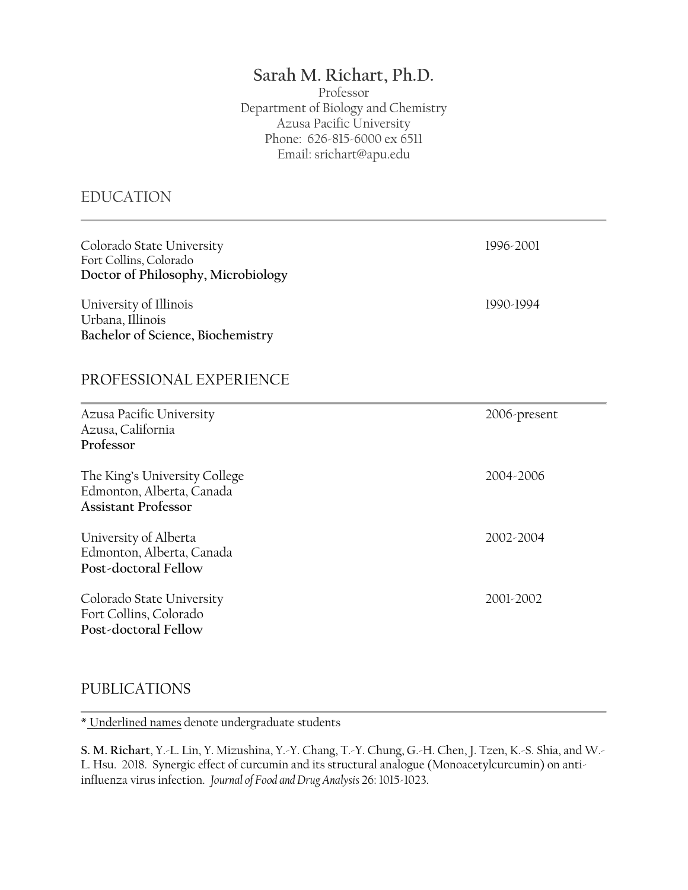# Sarah M. Richart, Ph.D.

Professor
Department of Biology and Chemistry
Azusa Pacific University
Phone: 626-815-6000 ex 6511
Email: srichart@apu.edu

## EDUCATION

Colorado State University — 1996-2001
Fort Collins, Colorado
**Doctor of Philosophy, Microbiology**

University of Illinois — 1990-1994
Urbana, Illinois
**Bachelor of Science, Biochemistry**

## PROFESSIONAL EXPERIENCE

Azusa Pacific University — 2006-present
Azusa, California
**Professor**

The King's University College — 2004-2006
Edmonton, Alberta, Canada
**Assistant Professor**

University of Alberta — 2002-2004
Edmonton, Alberta, Canada
**Post-doctoral Fellow**

Colorado State University — 2001-2002
Fort Collins, Colorado
**Post-doctoral Fellow**

## PUBLICATIONS

* <u>Underlined names</u> denote undergraduate students

**S. M. Richart**, Y.-L. Lin, Y. Mizushina, Y.-Y. Chang, T.-Y. Chung, G.-H. Chen, J. Tzen, K.-S. Shia, and W.-L. Hsu. 2018. Synergic effect of curcumin and its structural analogue (Monoacetylcurcumin) on anti-influenza virus infection. *Journal of Food and Drug Analysis* 26: 1015-1023.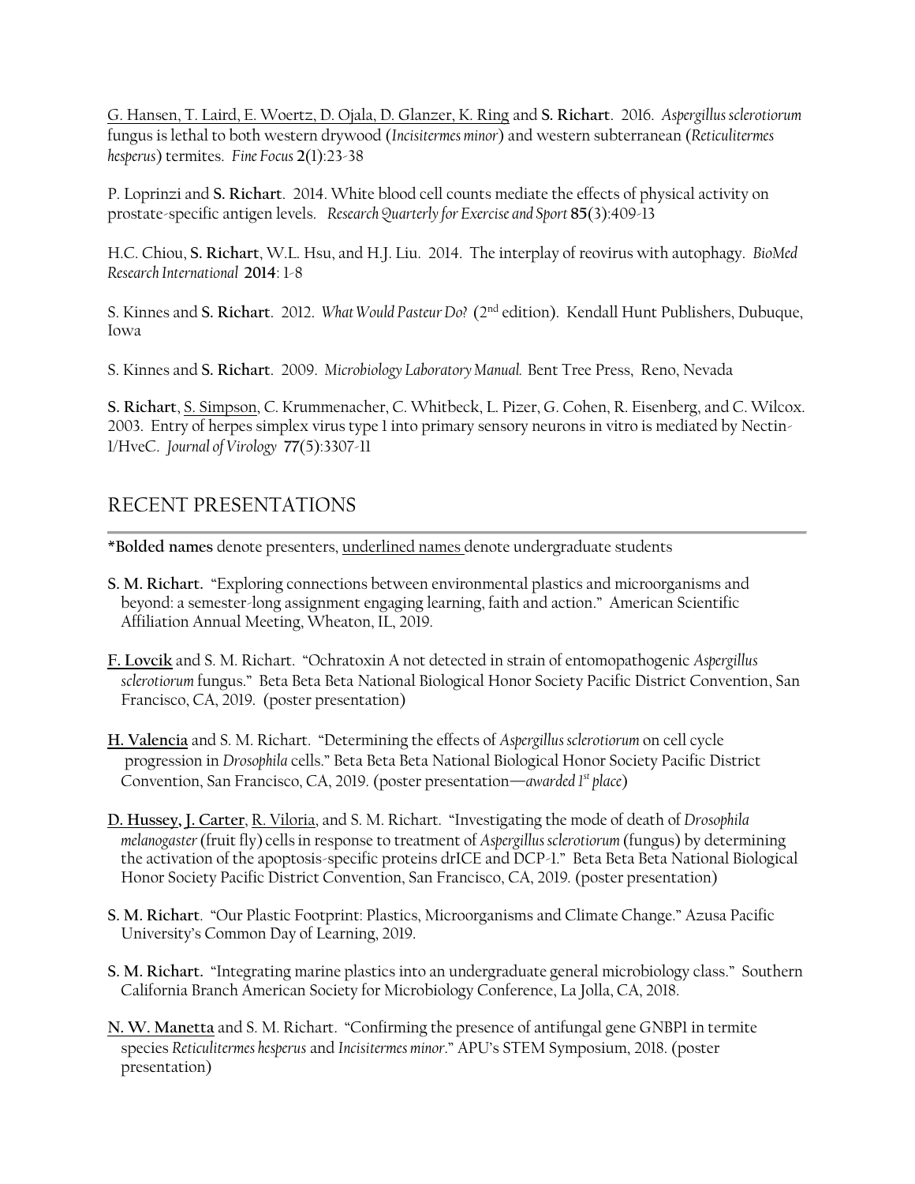<u>G. Hansen, T. Laird, E. Woertz, D. Ojala, D. Glanzer, K. Ring</u> and **S. Richart**. 2016. *Aspergillus sclerotiorum* fungus is lethal to both western drywood (*Incisitermes minor*) and western subterranean (*Reticulitermes hesperus*) termites. *Fine Focus* **2**(1):23-38

P. Loprinzi and **S. Richart**. 2014. White blood cell counts mediate the effects of physical activity on prostate-specific antigen levels. *Research Quarterly for Exercise and Sport* **85**(3):409-13

H.C. Chiou, **S. Richart**, W.L. Hsu, and H.J. Liu. 2014. The interplay of reovirus with autophagy. *BioMed Research International* **2014**: 1-8

S. Kinnes and **S. Richart**. 2012. *What Would Pasteur Do?* (2nd edition). Kendall Hunt Publishers, Dubuque, Iowa

S. Kinnes and **S. Richart**. 2009. *Microbiology Laboratory Manual.* Bent Tree Press, Reno, Nevada

**S. Richart**, <u>S. Simpson</u>, C. Krummenacher, C. Whitbeck, L. Pizer, G. Cohen, R. Eisenberg, and C. Wilcox. 2003. Entry of herpes simplex virus type 1 into primary sensory neurons in vitro is mediated by Nectin-1/HveC. *Journal of Virology* **77**(5):3307-11

## RECENT PRESENTATIONS

***Bolded names** denote presenters, <u>underlined names</u> denote undergraduate students

**S. M. Richart.** "Exploring connections between environmental plastics and microorganisms and beyond: a semester-long assignment engaging learning, faith and action." American Scientific Affiliation Annual Meeting, Wheaton, IL, 2019.

**<u>F. Lovcik</u>** and S. M. Richart. "Ochratoxin A not detected in strain of entomopathogenic *Aspergillus sclerotiorum* fungus." Beta Beta Beta National Biological Honor Society Pacific District Convention, San Francisco, CA, 2019. (poster presentation)

**<u>H. Valencia</u>** and S. M. Richart. "Determining the effects of *Aspergillus sclerotiorum* on cell cycle progression in *Drosophila* cells." Beta Beta Beta National Biological Honor Society Pacific District Convention, San Francisco, CA, 2019. (poster presentation—*awarded 1st place*)

**<u>D. Hussey, J. Carter</u>**, <u>R. Viloria</u>, and S. M. Richart. "Investigating the mode of death of *Drosophila melanogaster* (fruit fly) cells in response to treatment of *Aspergillus sclerotiorum* (fungus) by determining the activation of the apoptosis-specific proteins drICE and DCP-1." Beta Beta Beta National Biological Honor Society Pacific District Convention, San Francisco, CA, 2019. (poster presentation)

**S. M. Richart**. "Our Plastic Footprint: Plastics, Microorganisms and Climate Change." Azusa Pacific University's Common Day of Learning, 2019.

**S. M. Richart.** "Integrating marine plastics into an undergraduate general microbiology class." Southern California Branch American Society for Microbiology Conference, La Jolla, CA, 2018.

**<u>N. W. Manetta</u>** and S. M. Richart. "Confirming the presence of antifungal gene GNBP1 in termite species *Reticulitermes hesperus* and *Incisitermes minor*." APU's STEM Symposium, 2018. (poster presentation)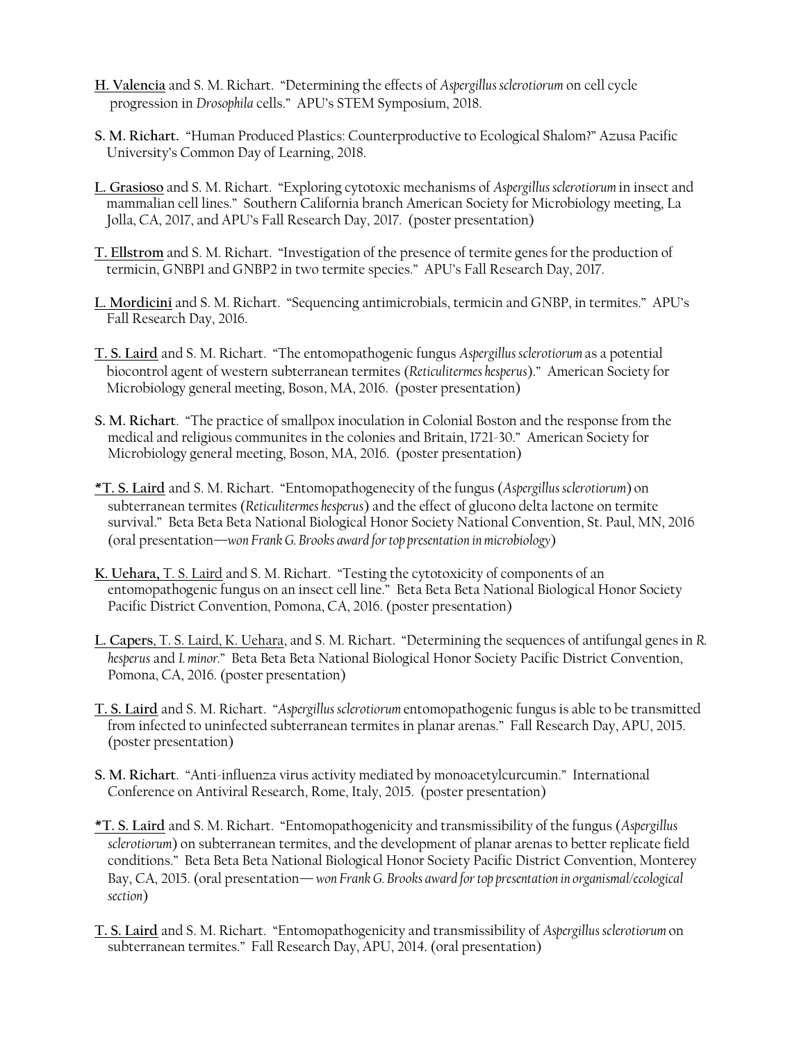**H. Valencia** and S. M. Richart. "Determining the effects of *Aspergillus sclerotiorum* on cell cycle progression in *Drosophila* cells." APU's STEM Symposium, 2018.

**S. M. Richart.** "Human Produced Plastics: Counterproductive to Ecological Shalom?" Azusa Pacific University's Common Day of Learning, 2018.

**L. Grasioso** and S. M. Richart. "Exploring cytotoxic mechanisms of *Aspergillus sclerotiorum* in insect and mammalian cell lines." Southern California branch American Society for Microbiology meeting, La Jolla, CA, 2017, and APU's Fall Research Day, 2017. (poster presentation)

**T. Ellstrom** and S. M. Richart. "Investigation of the presence of termite genes for the production of termicin, GNBP1 and GNBP2 in two termite species." APU's Fall Research Day, 2017.

**L. Mordicini** and S. M. Richart. "Sequencing antimicrobials, termicin and GNBP, in termites." APU's Fall Research Day, 2016.

**T. S. Laird** and S. M. Richart. "The entomopathogenic fungus *Aspergillus sclerotiorum* as a potential biocontrol agent of western subterranean termites (*Reticulitermes hesperus*)." American Society for Microbiology general meeting, Boson, MA, 2016. (poster presentation)

**S. M. Richart**. "The practice of smallpox inoculation in Colonial Boston and the response from the medical and religious communites in the colonies and Britain, 1721-30." American Society for Microbiology general meeting, Boson, MA, 2016. (poster presentation)

**\*T. S. Laird** and S. M. Richart. "Entomopathogenecity of the fungus (*Aspergillus sclerotiorum*) on subterranean termites (*Reticulitermes hesperus*) and the effect of glucono delta lactone on termite survival." Beta Beta Beta National Biological Honor Society National Convention, St. Paul, MN, 2016 (oral presentation—*won Frank G. Brooks award for top presentation in microbiology*)

**K. Uehara,** T. S. Laird and S. M. Richart. "Testing the cytotoxicity of components of an entomopathogenic fungus on an insect cell line." Beta Beta Beta National Biological Honor Society Pacific District Convention, Pomona, CA, 2016. (poster presentation)

**L. Capers**, T. S. Laird, K. Uehara, and S. M. Richart. "Determining the sequences of antifungal genes in *R. hesperus* and *I. minor*." Beta Beta Beta National Biological Honor Society Pacific District Convention, Pomona, CA, 2016. (poster presentation)

**T. S. Laird** and S. M. Richart. "*Aspergillus sclerotiorum* entomopathogenic fungus is able to be transmitted from infected to uninfected subterranean termites in planar arenas." Fall Research Day, APU, 2015. (poster presentation)

**S. M. Richart**. "Anti-influenza virus activity mediated by monoacetylcurcumin." International Conference on Antiviral Research, Rome, Italy, 2015. (poster presentation)

**\*T. S. Laird** and S. M. Richart. "Entomopathogenicity and transmissibility of the fungus (*Aspergillus sclerotiorum*) on subterranean termites, and the development of planar arenas to better replicate field conditions." Beta Beta Beta National Biological Honor Society Pacific District Convention, Monterey Bay, CA, 2015. (oral presentation— *won Frank G. Brooks award for top presentation in organismal/ecological section*)

**T. S. Laird** and S. M. Richart. "Entomopathogenicity and transmissibility of *Aspergillus sclerotiorum* on subterranean termites." Fall Research Day, APU, 2014. (oral presentation)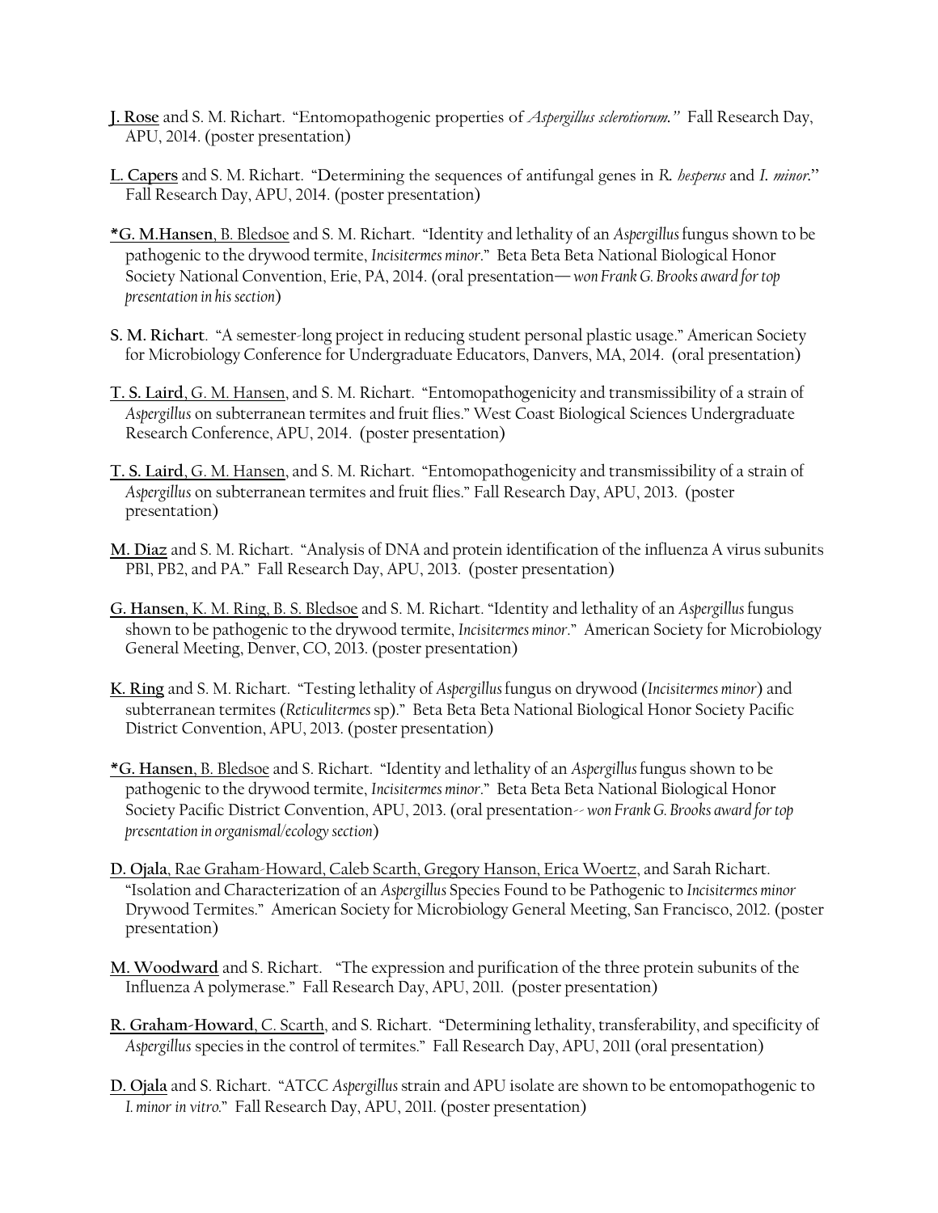**<u>J. Rose</u>** and S. M. Richart. "Entomopathogenic properties of *Aspergillus sclerotiorum.*" Fall Research Day, APU, 2014. (poster presentation)

**<u>L. Capers</u>** and S. M. Richart. "Determining the sequences of antifungal genes in *R. hesperus* and *I. minor.*" Fall Research Day, APU, 2014. (poster presentation)

**<u>*G. M.Hansen</u>**, <u>B. Bledsoe</u> and S. M. Richart. "Identity and lethality of an *Aspergillus* fungus shown to be pathogenic to the drywood termite, *Incisitermes minor*." Beta Beta Beta National Biological Honor Society National Convention, Erie, PA, 2014. (oral presentation— *won Frank G. Brooks award for top presentation in his section*)

**S. M. Richart**. "A semester-long project in reducing student personal plastic usage." American Society for Microbiology Conference for Undergraduate Educators, Danvers, MA, 2014. (oral presentation)

**<u>T. S. Laird</u>**, <u>G. M. Hansen</u>, and S. M. Richart. "Entomopathogenicity and transmissibility of a strain of *Aspergillus* on subterranean termites and fruit flies." West Coast Biological Sciences Undergraduate Research Conference, APU, 2014. (poster presentation)

**<u>T. S. Laird</u>**, <u>G. M. Hansen</u>, and S. M. Richart. "Entomopathogenicity and transmissibility of a strain of *Aspergillus* on subterranean termites and fruit flies." Fall Research Day, APU, 2013. (poster presentation)

**<u>M. Diaz</u>** and S. M. Richart. "Analysis of DNA and protein identification of the influenza A virus subunits PB1, PB2, and PA." Fall Research Day, APU, 2013. (poster presentation)

**<u>G. Hansen</u>**, <u>K. M. Ring, B. S. Bledsoe</u> and S. M. Richart. "Identity and lethality of an *Aspergillus* fungus shown to be pathogenic to the drywood termite, *Incisitermes minor*." American Society for Microbiology General Meeting, Denver, CO, 2013. (poster presentation)

**<u>K. Ring</u>** and S. M. Richart. "Testing lethality of *Aspergillus* fungus on drywood (*Incisitermes minor*) and subterranean termites (*Reticulitermes* sp)." Beta Beta Beta National Biological Honor Society Pacific District Convention, APU, 2013. (poster presentation)

**<u>*G. Hansen</u>**, <u>B. Bledsoe</u> and S. Richart. "Identity and lethality of an *Aspergillus* fungus shown to be pathogenic to the drywood termite, *Incisitermes minor*." Beta Beta Beta National Biological Honor Society Pacific District Convention, APU, 2013. (oral presentation-- *won Frank G. Brooks award for top presentation in organismal/ecology section*)

**<u>D. Ojala</u>**, <u>Rae Graham-Howard, Caleb Scarth, Gregory Hanson, Erica Woertz</u>, and Sarah Richart. "Isolation and Characterization of an *Aspergillus* Species Found to be Pathogenic to *Incisitermes minor* Drywood Termites." American Society for Microbiology General Meeting, San Francisco, 2012. (poster presentation)

**<u>M. Woodward</u>** and S. Richart. "The expression and purification of the three protein subunits of the Influenza A polymerase." Fall Research Day, APU, 2011. (poster presentation)

**<u>R. Graham-Howard</u>**, <u>C. Scarth</u>, and S. Richart. "Determining lethality, transferability, and specificity of *Aspergillus* species in the control of termites." Fall Research Day, APU, 2011 (oral presentation)

**<u>D. Ojala</u>** and S. Richart. "ATCC *Aspergillus* strain and APU isolate are shown to be entomopathogenic to *I. minor in vitro*." Fall Research Day, APU, 2011. (poster presentation)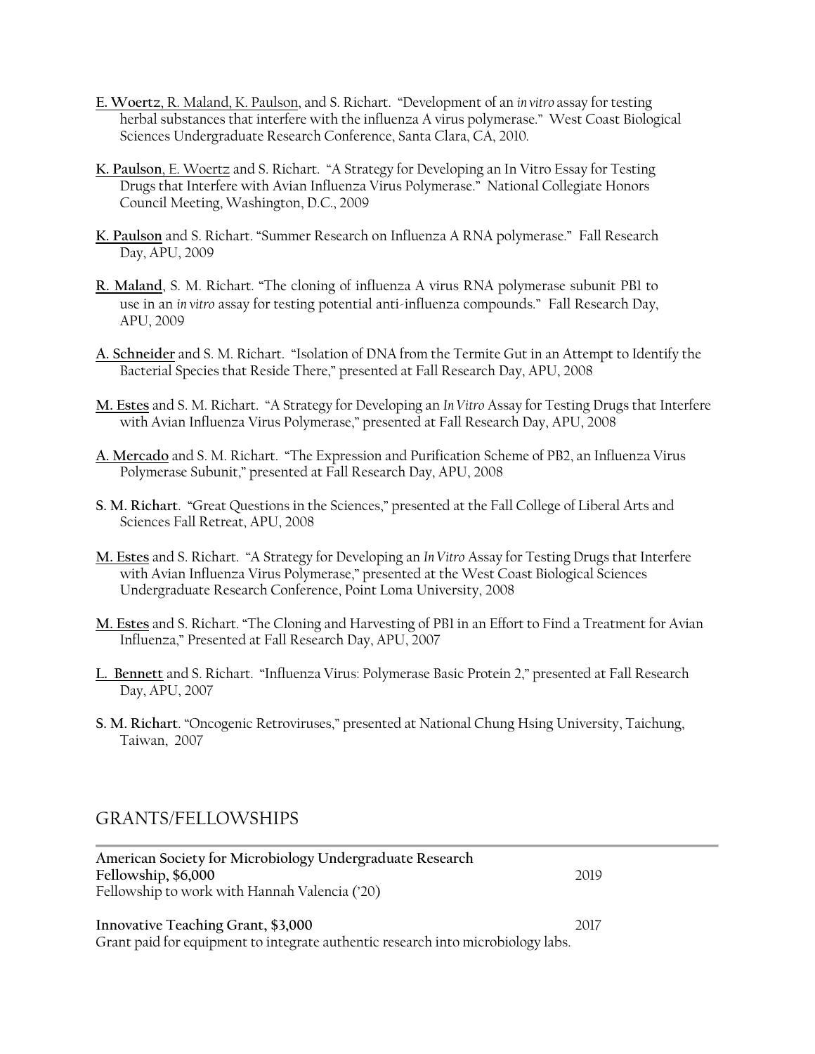**<u>E. Woertz</u>**, <u>R. Maland</u>, <u>K. Paulson</u>, and S. Richart. "Development of an *in vitro* assay for testing herbal substances that interfere with the influenza A virus polymerase." West Coast Biological Sciences Undergraduate Research Conference, Santa Clara, CA, 2010.

**<u>K. Paulson</u>**, <u>E. Woertz</u> and S. Richart. "A Strategy for Developing an In Vitro Essay for Testing Drugs that Interfere with Avian Influenza Virus Polymerase." National Collegiate Honors Council Meeting, Washington, D.C., 2009

**<u>K. Paulson</u>** and S. Richart. "Summer Research on Influenza A RNA polymerase." Fall Research Day, APU, 2009

**<u>R. Maland</u>**, S. M. Richart. "The cloning of influenza A virus RNA polymerase subunit PB1 to use in an *in vitro* assay for testing potential anti-influenza compounds." Fall Research Day, APU, 2009

**<u>A. Schneider</u>** and S. M. Richart. "Isolation of DNA from the Termite Gut in an Attempt to Identify the Bacterial Species that Reside There," presented at Fall Research Day, APU, 2008

**<u>M. Estes</u>** and S. M. Richart. "A Strategy for Developing an *In Vitro* Assay for Testing Drugs that Interfere with Avian Influenza Virus Polymerase," presented at Fall Research Day, APU, 2008

**<u>A. Mercado</u>** and S. M. Richart. "The Expression and Purification Scheme of PB2, an Influenza Virus Polymerase Subunit," presented at Fall Research Day, APU, 2008

**S. M. Richart**. "Great Questions in the Sciences," presented at the Fall College of Liberal Arts and Sciences Fall Retreat, APU, 2008

**<u>M. Estes</u>** and S. Richart. "A Strategy for Developing an *In Vitro* Assay for Testing Drugs that Interfere with Avian Influenza Virus Polymerase," presented at the West Coast Biological Sciences Undergraduate Research Conference, Point Loma University, 2008

**<u>M. Estes</u>** and S. Richart. "The Cloning and Harvesting of PB1 in an Effort to Find a Treatment for Avian Influenza," Presented at Fall Research Day, APU, 2007

**<u>L. Bennett</u>** and S. Richart. "Influenza Virus: Polymerase Basic Protein 2," presented at Fall Research Day, APU, 2007

**S. M. Richart**. "Oncogenic Retroviruses," presented at National Chung Hsing University, Taichung, Taiwan, 2007

## GRANTS/FELLOWSHIPS

**American Society for Microbiology Undergraduate Research Fellowship, $6,000** — 2019
Fellowship to work with Hannah Valencia ('20)

**Innovative Teaching Grant, $3,000** — 2017
Grant paid for equipment to integrate authentic research into microbiology labs.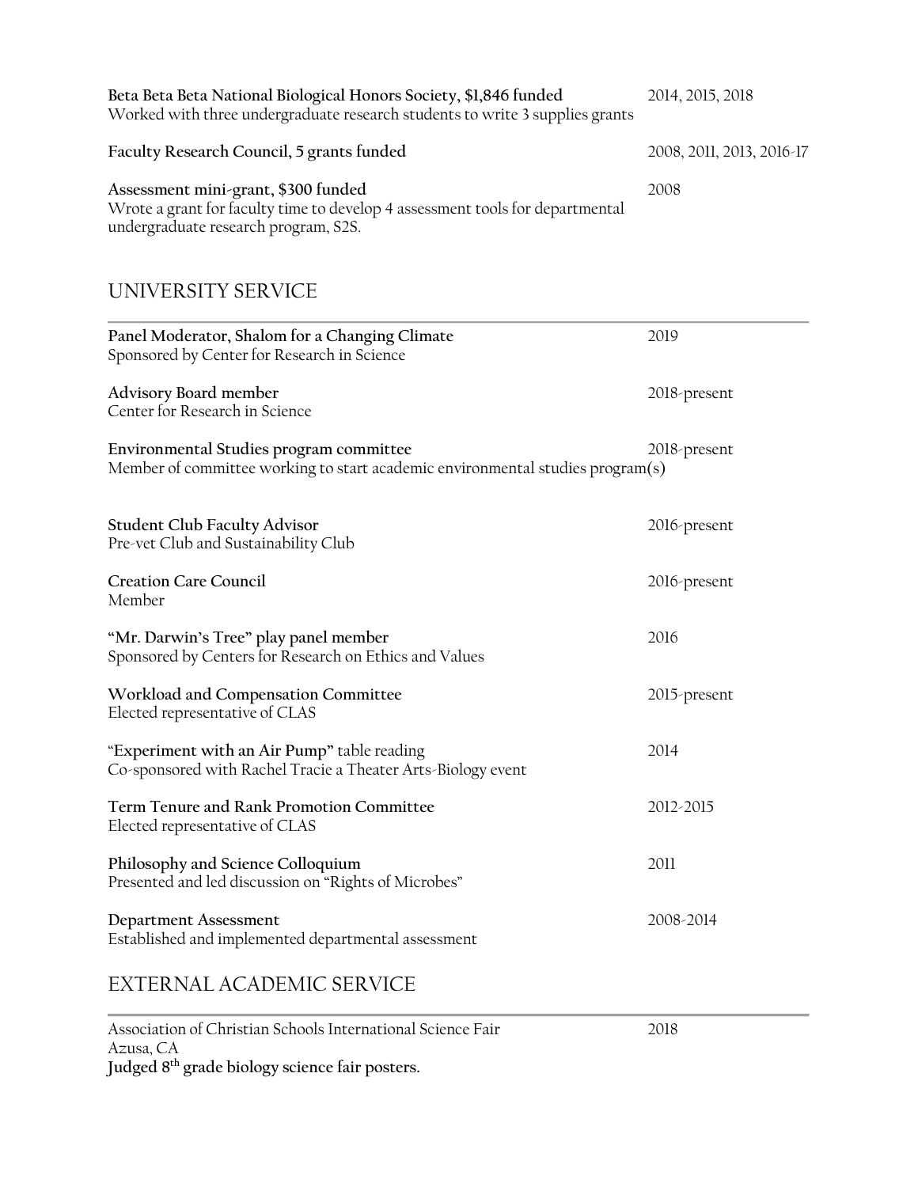**Beta Beta Beta National Biological Honors Society, $1,846 funded** 2014, 2015, 2018
Worked with three undergraduate research students to write 3 supplies grants

**Faculty Research Council, 5 grants funded** 2008, 2011, 2013, 2016-17

**Assessment mini-grant, $300 funded** 2008
Wrote a grant for faculty time to develop 4 assessment tools for departmental undergraduate research program, S2S.

## UNIVERSITY SERVICE

**Panel Moderator, Shalom for a Changing Climate** 2019
Sponsored by Center for Research in Science

**Advisory Board member** 2018-present
Center for Research in Science

**Environmental Studies program committee** 2018-present
Member of committee working to start academic environmental studies program(s)

**Student Club Faculty Advisor** 2016-present
Pre-vet Club and Sustainability Club

**Creation Care Council** 2016-present
Member

**"Mr. Darwin's Tree" play panel member** 2016
Sponsored by Centers for Research on Ethics and Values

**Workload and Compensation Committee** 2015-present
Elected representative of CLAS

"**Experiment with an Air Pump"** table reading 2014
Co-sponsored with Rachel Tracie a Theater Arts-Biology event

**Term Tenure and Rank Promotion Committee** 2012-2015
Elected representative of CLAS

**Philosophy and Science Colloquium** 2011
Presented and led discussion on "Rights of Microbes"

**Department Assessment** 2008-2014
Established and implemented departmental assessment

## EXTERNAL ACADEMIC SERVICE

Association of Christian Schools International Science Fair 2018
Azusa, CA
**Judged 8th grade biology science fair posters.**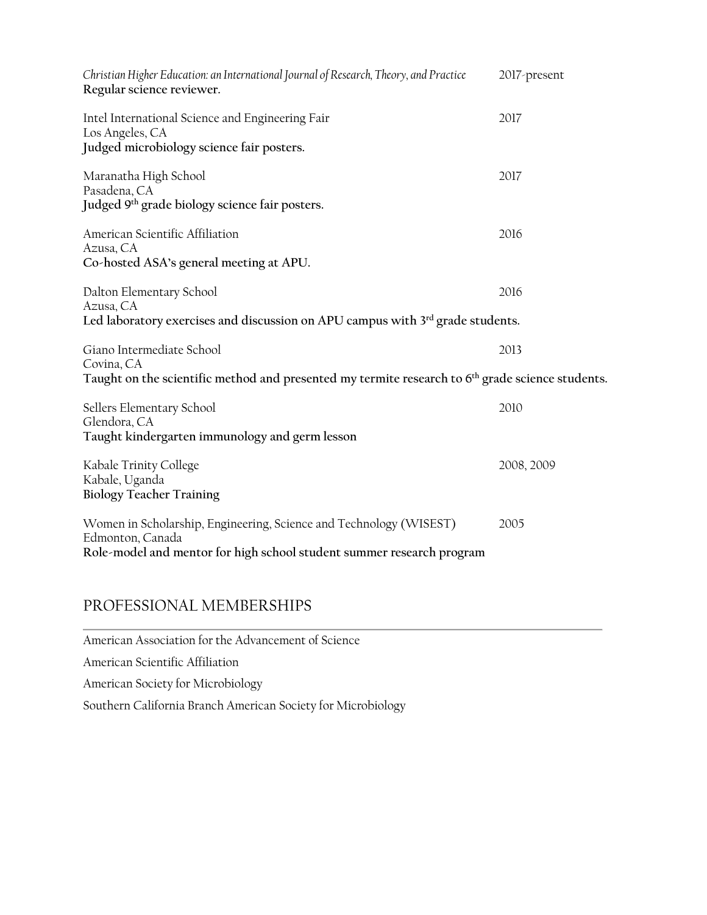*Christian Higher Education: an International Journal of Research, Theory, and Practice* 2017-present
**Regular science reviewer.**

Intel International Science and Engineering Fair 2017
Los Angeles, CA
**Judged microbiology science fair posters.**

Maranatha High School 2017
Pasadena, CA
**Judged 9th grade biology science fair posters.**

American Scientific Affiliation 2016
Azusa, CA
**Co-hosted ASA's general meeting at APU.**

Dalton Elementary School 2016
Azusa, CA
**Led laboratory exercises and discussion on APU campus with 3rd grade students.**

Giano Intermediate School 2013
Covina, CA
**Taught on the scientific method and presented my termite research to 6th grade science students.**

Sellers Elementary School 2010
Glendora, CA
**Taught kindergarten immunology and germ lesson**

Kabale Trinity College 2008, 2009
Kabale, Uganda
**Biology Teacher Training**

Women in Scholarship, Engineering, Science and Technology (WISEST) 2005
Edmonton, Canada
**Role-model and mentor for high school student summer research program**

## PROFESSIONAL MEMBERSHIPS

American Association for the Advancement of Science

American Scientific Affiliation

American Society for Microbiology

Southern California Branch American Society for Microbiology